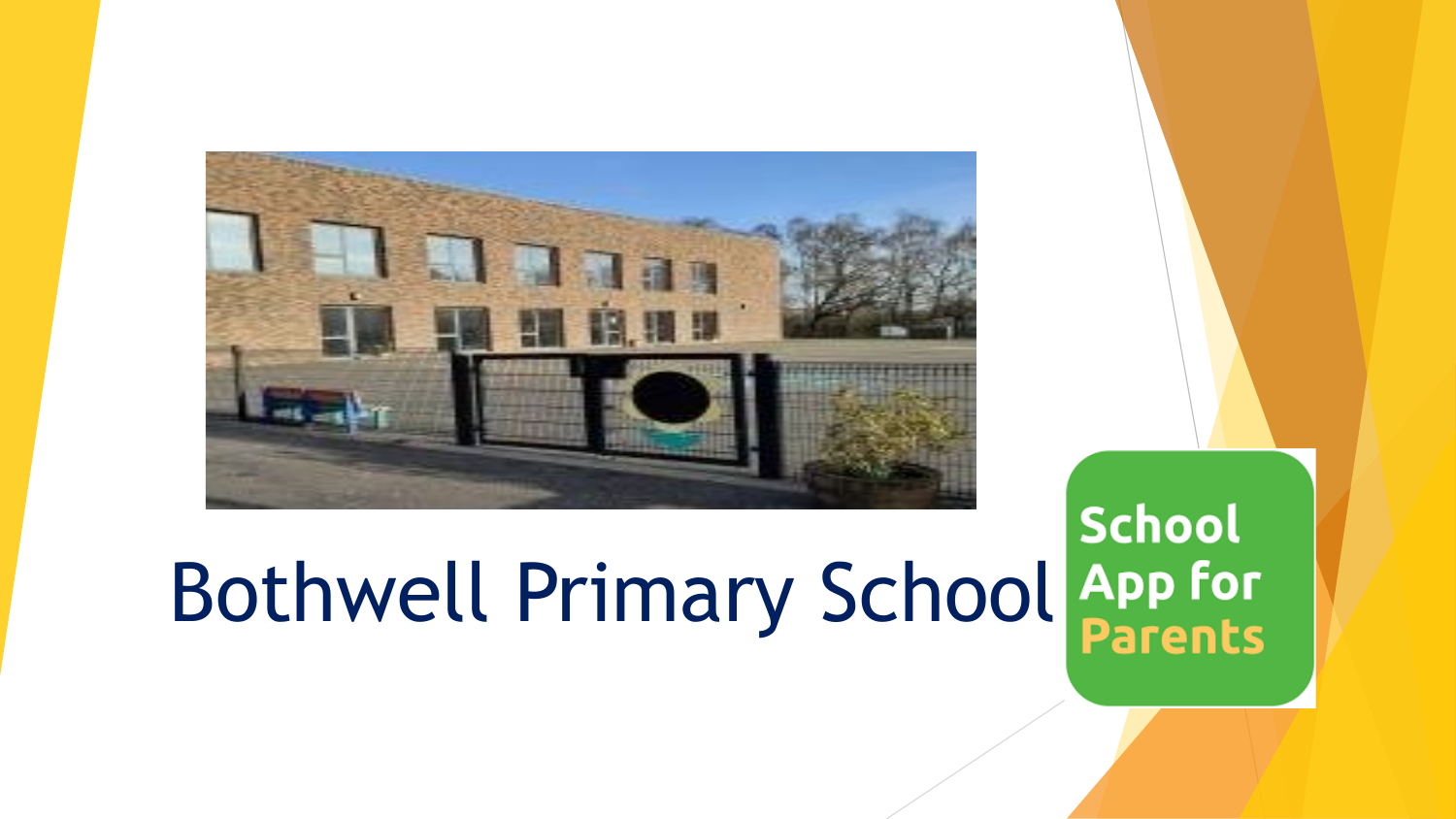# Bothwell Primary School

School App for Parents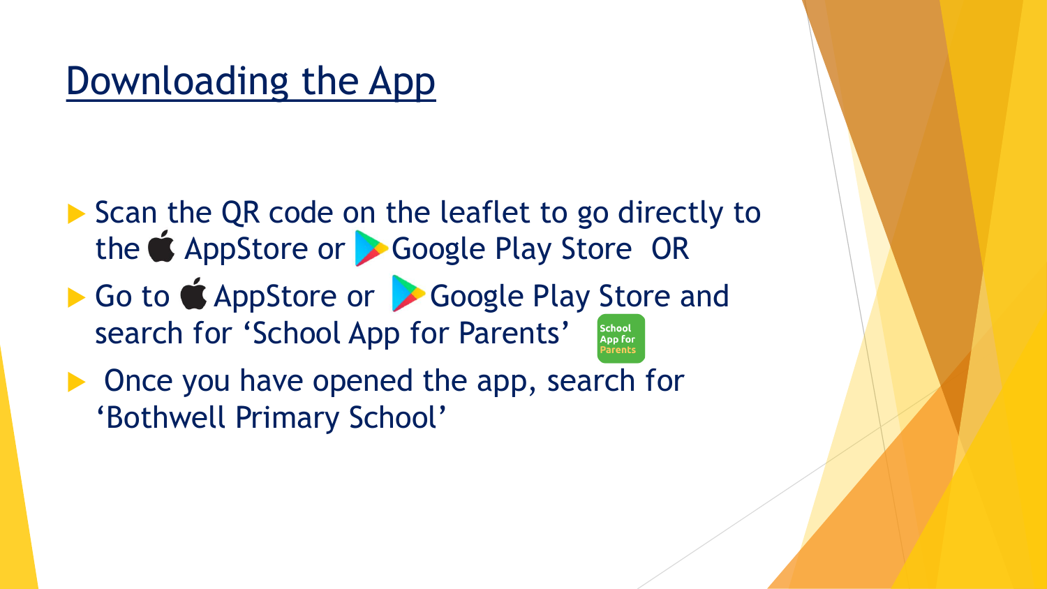# Downloading the App

- Scan the QR code on the leaflet to go directly to the AppStore or Google Play Store OR
- Go to AppStore or Google Play Store and search for 'School App for Parents'
- Once you have opened the app, search for 'Bothwell Primary School'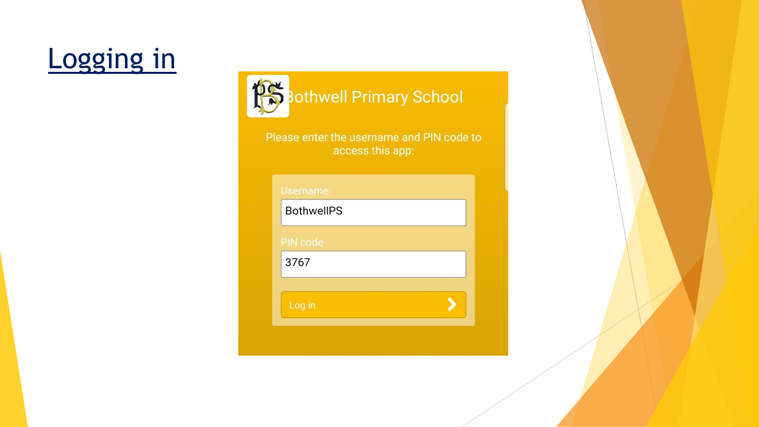# Logging in

Bothwell Primary School

Please enter the username and PIN code to access this app:

Username:

BothwellPS

PIN code

3767

Log in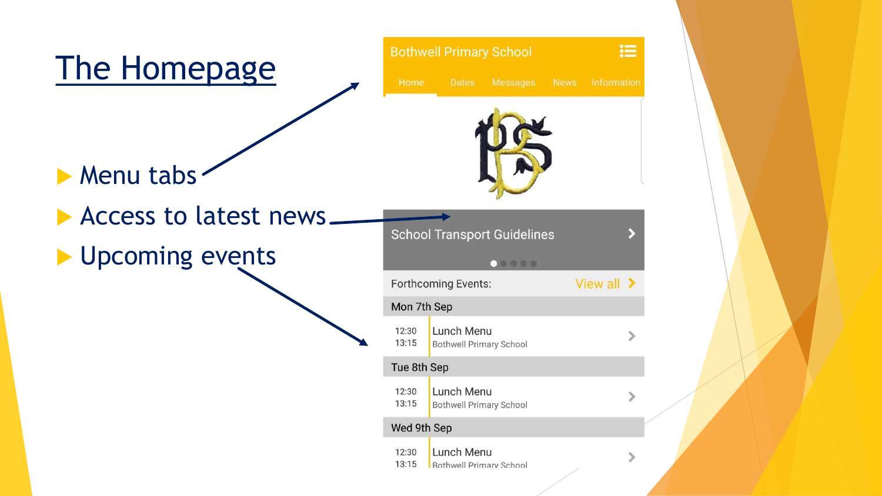# The Homepage

- Menu tabs
- Access to latest news
- Upcoming events

Bothwell Primary School

Home | Dates | Messages | News | Information

School Transport Guidelines

Forthcoming Events: View all

Mon 7th Sep

12:30
13:15
Lunch Menu
Bothwell Primary School

Tue 8th Sep

12:30
13:15
Lunch Menu
Bothwell Primary School

Wed 9th Sep

12:30
13:15
Lunch Menu
Bothwell Primary School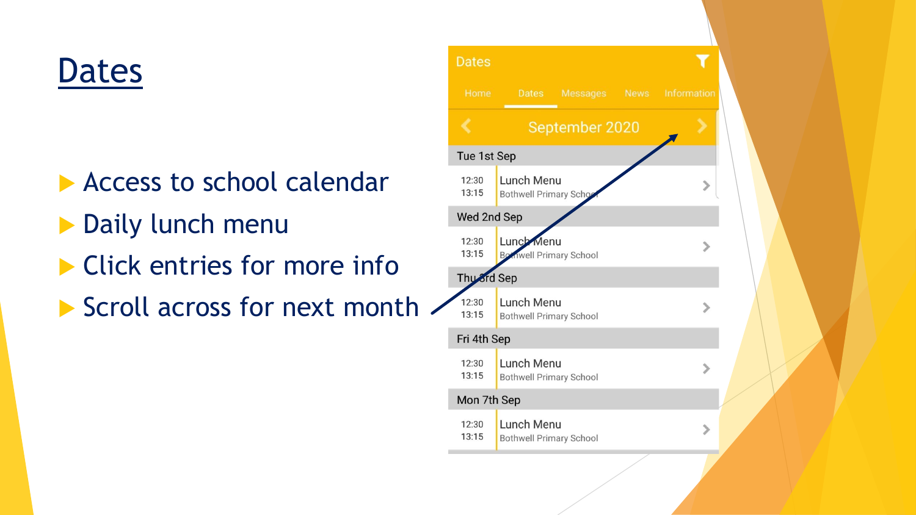# Dates

- Access to school calendar
- Daily lunch menu
- Click entries for more info
- Scroll across for next month

Dates

Home | Dates | Messages | News | Information

September 2020

Tue 1st Sep

12:30 13:15 Lunch Menu
Bothwell Primary School

Wed 2nd Sep

12:30 13:15 Lunch Menu
Bothwell Primary School

Thu 3rd Sep

12:30 13:15 Lunch Menu
Bothwell Primary School

Fri 4th Sep

12:30 13:15 Lunch Menu
Bothwell Primary School

Mon 7th Sep

12:30 13:15 Lunch Menu
Bothwell Primary School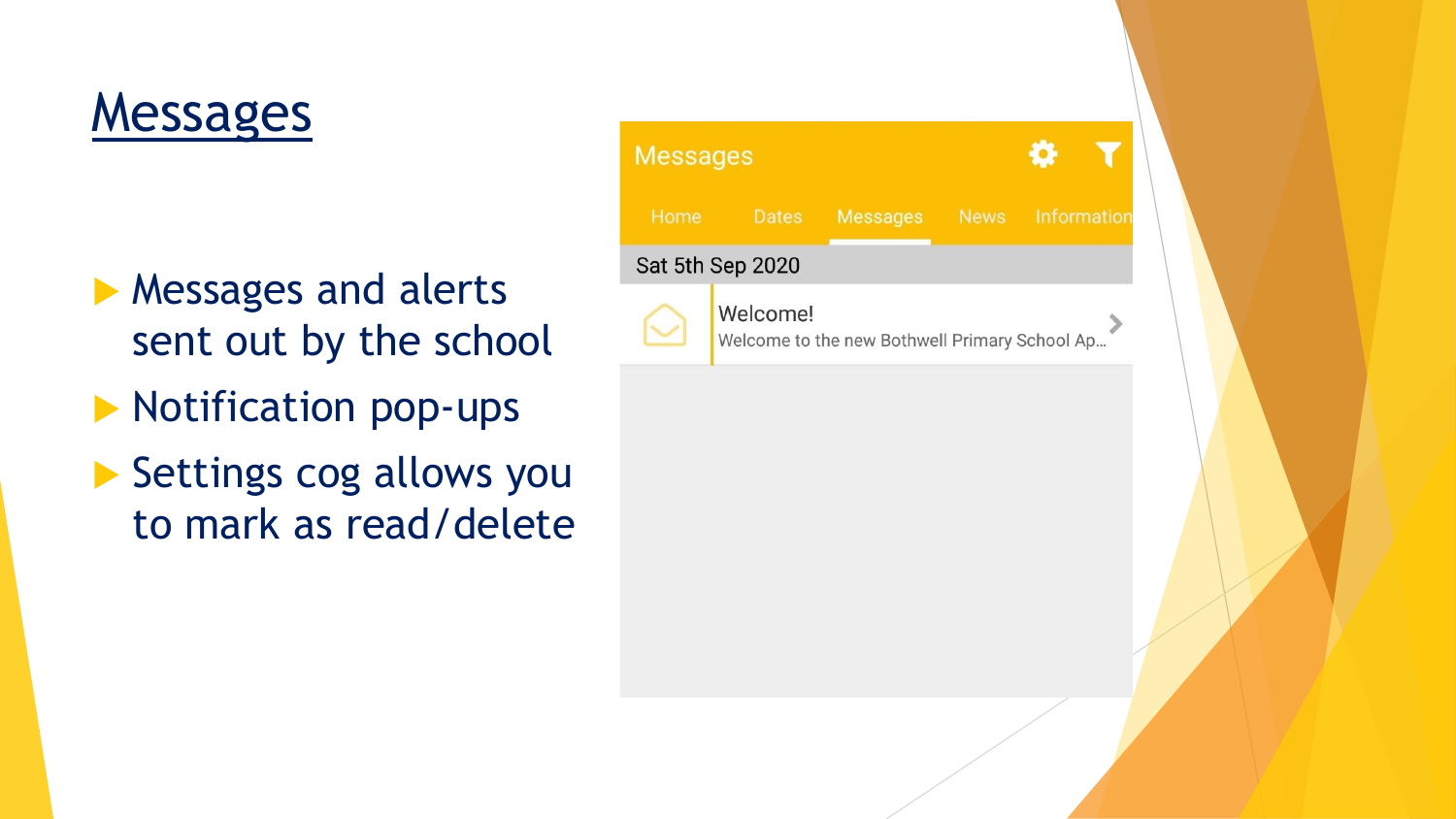# Messages

- Messages and alerts sent out by the school
- Notification pop-ups
- Settings cog allows you to mark as read/delete

Messages

Home Dates Messages News Information

Sat 5th Sep 2020

Welcome!
Welcome to the new Bothwell Primary School Ap...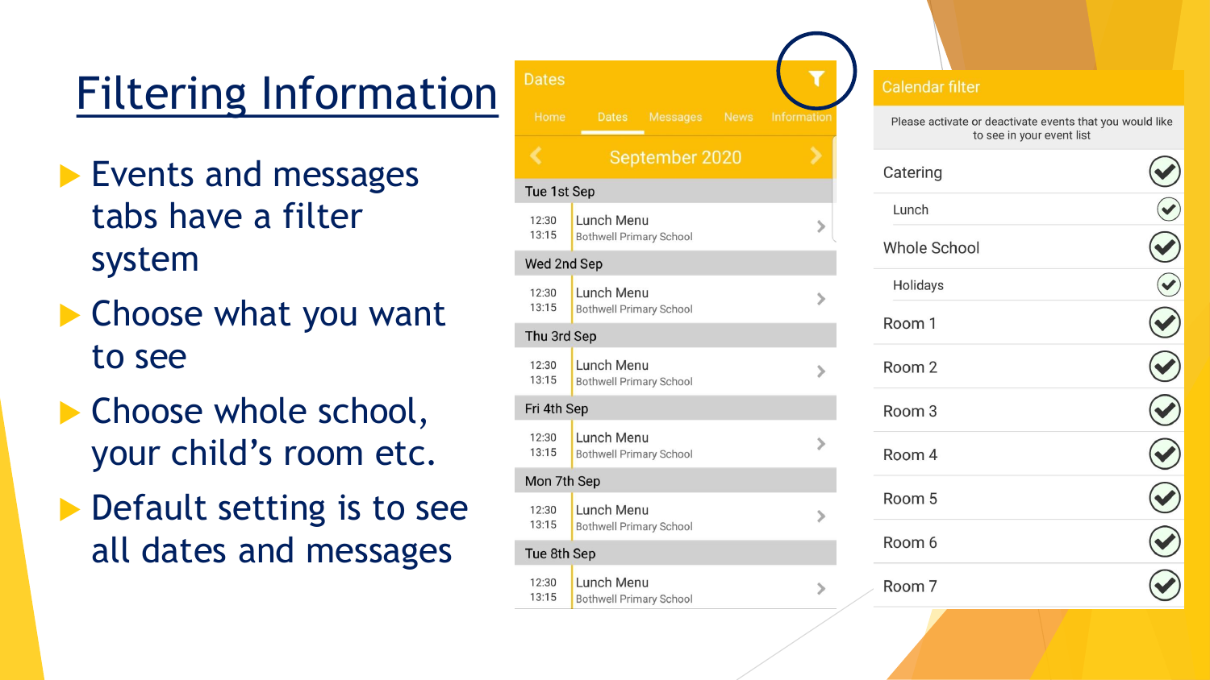# Filtering Information

- Events and messages tabs have a filter system
- Choose what you want to see
- Choose whole school, your child's room etc.
- Default setting is to see all dates and messages

Dates

Home | Dates | Messages | News | Information

September 2020

Tue 1st Sep
12:30 13:15 Lunch Menu
Bothwell Primary School

Wed 2nd Sep
12:30 13:15 Lunch Menu
Bothwell Primary School

Thu 3rd Sep
12:30 13:15 Lunch Menu
Bothwell Primary School

Fri 4th Sep
12:30 13:15 Lunch Menu
Bothwell Primary School

Mon 7th Sep
12:30 13:15 Lunch Menu
Bothwell Primary School

Tue 8th Sep
12:30 13:15 Lunch Menu
Bothwell Primary School

Calendar filter

Please activate or deactivate events that you would like to see in your event list

- Catering
  - Lunch
- Whole School
  - Holidays
- Room 1
- Room 2
- Room 3
- Room 4
- Room 5
- Room 6
- Room 7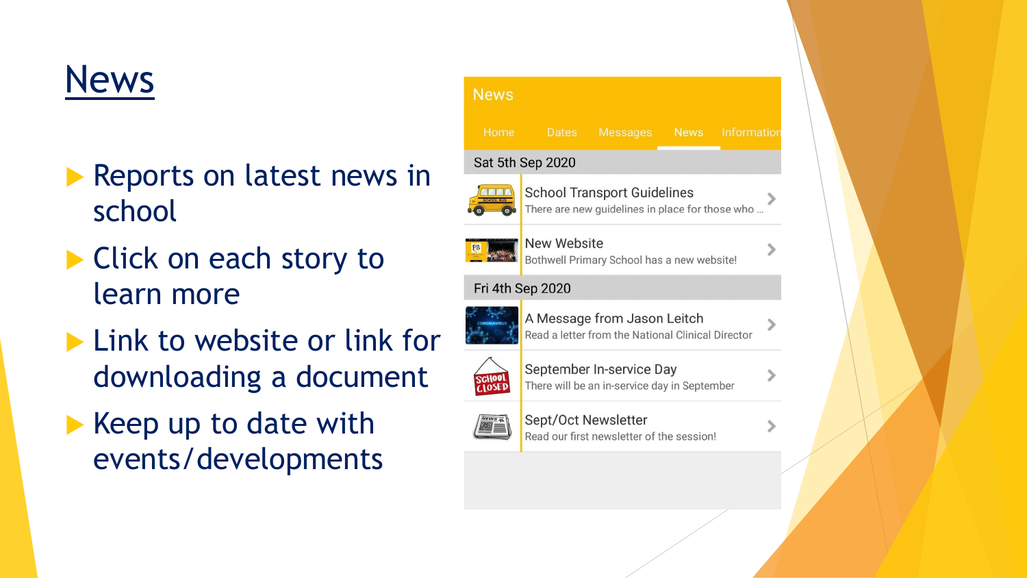# News

- Reports on latest news in school
- Click on each story to learn more
- Link to website or link for downloading a document
- Keep up to date with events/developments

News

Home Dates Messages News Information

Sat 5th Sep 2020

School Transport Guidelines
There are new guidelines in place for those who ...

New Website
Bothwell Primary School has a new website!

Fri 4th Sep 2020

A Message from Jason Leitch
Read a letter from the National Clinical Director

September In-service Day
There will be an in-service day in September

Sept/Oct Newsletter
Read our first newsletter of the session!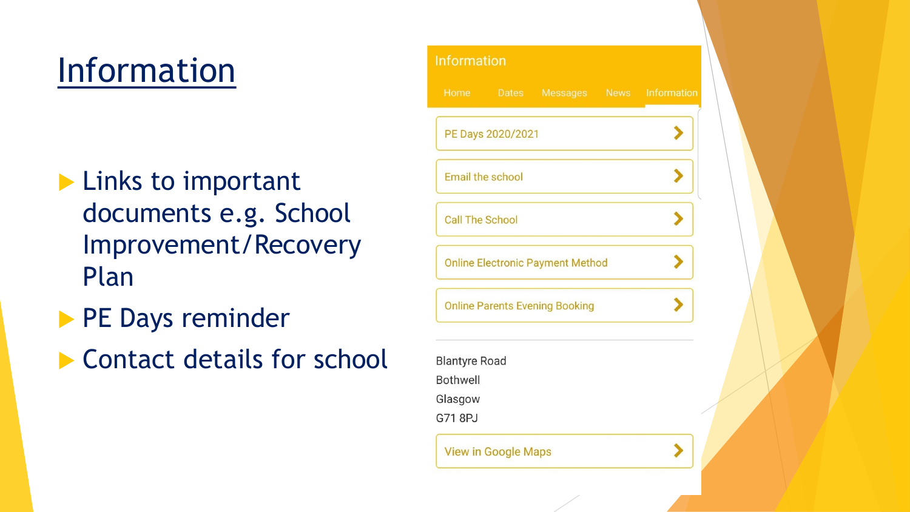# Information

- Links to important documents e.g. School Improvement/Recovery Plan
- PE Days reminder
- Contact details for school

Information

Home | Dates | Messages | News | Information

- PE Days 2020/2021
- Email the school
- Call The School
- Online Electronic Payment Method
- Online Parents Evening Booking

Blantyre Road
Bothwell
Glasgow
G71 8PJ

- View in Google Maps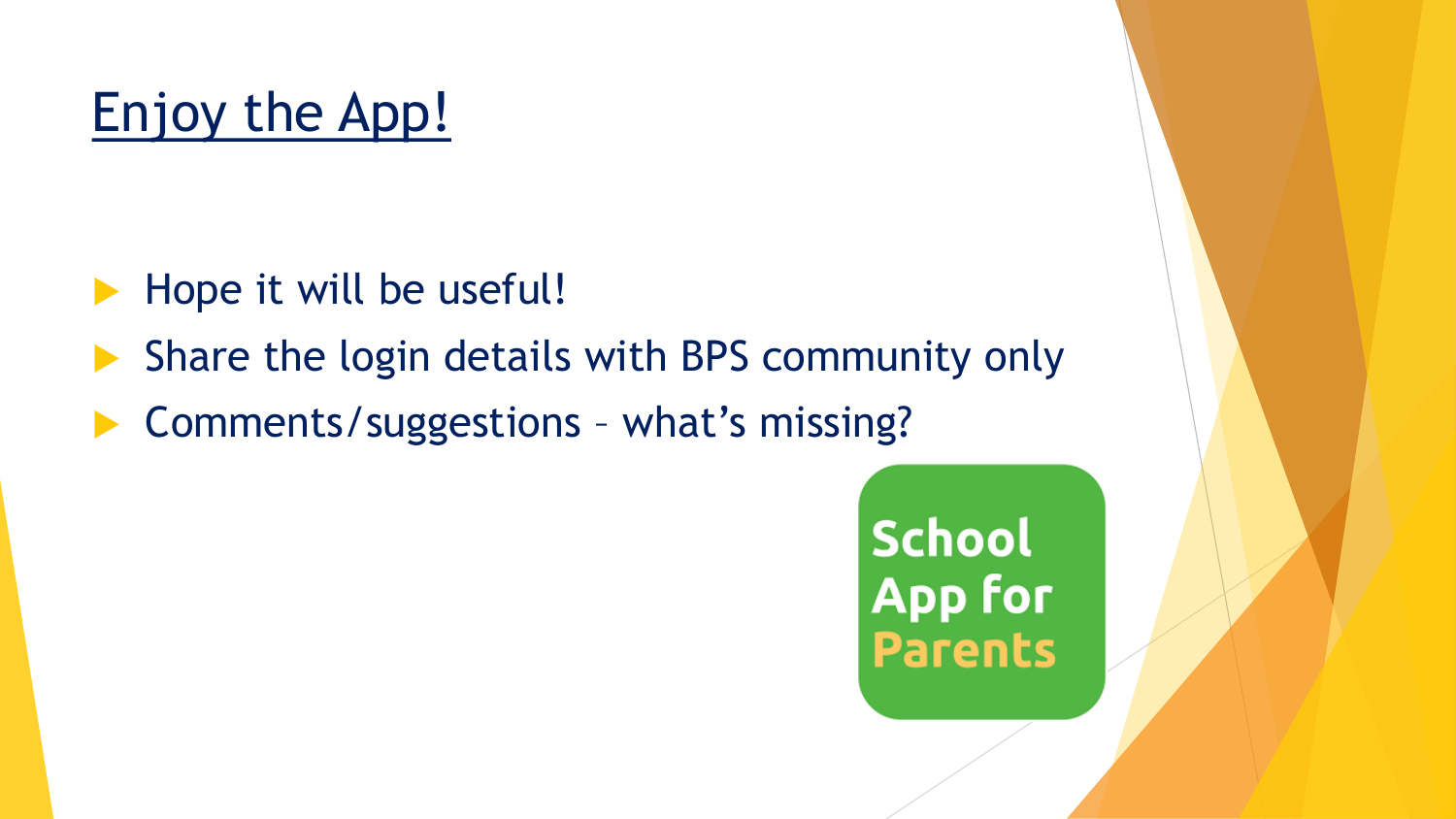# Enjoy the App!

- Hope it will be useful!
- Share the login details with BPS community only
- Comments/suggestions – what's missing?

School
App for
Parents